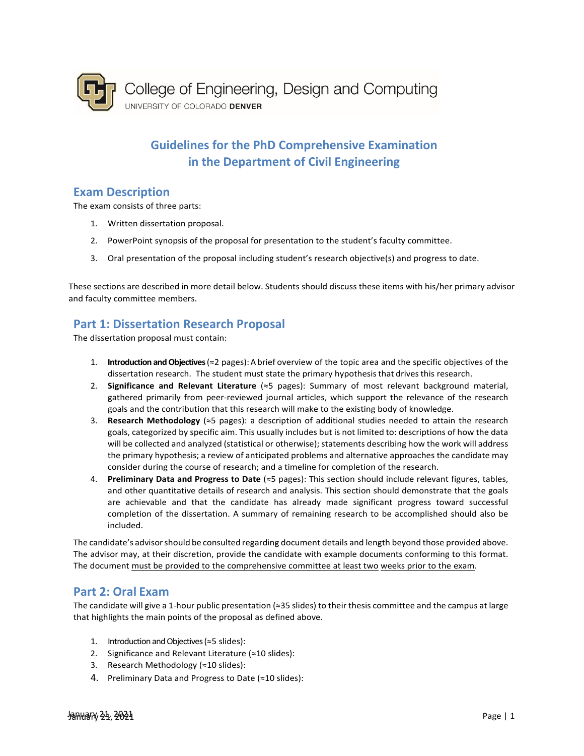College of Engineering, Design and Computing
UNIVERSITY OF COLORADO **DENVER**

# Guidelines for the PhD Comprehensive Examination in the Department of Civil Engineering

## Exam Description

The exam consists of three parts:

1. Written dissertation proposal.
2. PowerPoint synopsis of the proposal for presentation to the student's faculty committee.
3. Oral presentation of the proposal including student's research objective(s) and progress to date.

These sections are described in more detail below. Students should discuss these items with his/her primary advisor and faculty committee members.

## Part 1: Dissertation Research Proposal

The dissertation proposal must contain:

1. **Introduction and Objectives** (≈2 pages): A brief overview of the topic area and the specific objectives of the dissertation research. The student must state the primary hypothesis that drives this research.
2. **Significance and Relevant Literature** (≈5 pages): Summary of most relevant background material, gathered primarily from peer-reviewed journal articles, which support the relevance of the research goals and the contribution that this research will make to the existing body of knowledge.
3. **Research Methodology** (≈5 pages): a description of additional studies needed to attain the research goals, categorized by specific aim. This usually includes but is not limited to: descriptions of how the data will be collected and analyzed (statistical or otherwise); statements describing how the work will address the primary hypothesis; a review of anticipated problems and alternative approaches the candidate may consider during the course of research; and a timeline for completion of the research.
4. **Preliminary Data and Progress to Date** (≈5 pages): This section should include relevant figures, tables, and other quantitative details of research and analysis. This section should demonstrate that the goals are achievable and that the candidate has already made significant progress toward successful completion of the dissertation. A summary of remaining research to be accomplished should also be included.

The candidate's advisor should be consulted regarding document details and length beyond those provided above. The advisor may, at their discretion, provide the candidate with example documents conforming to this format. The document must be provided to the comprehensive committee at least two weeks prior to the exam.

## Part 2: Oral Exam

The candidate will give a 1-hour public presentation (≈35 slides) to their thesis committee and the campus at large that highlights the main points of the proposal as defined above.

1. Introduction and Objectives (≈5 slides):
2. Significance and Relevant Literature (≈10 slides):
3. Research Methodology (≈10 slides):
4. Preliminary Data and Progress to Date (≈10 slides):

January 21, 2021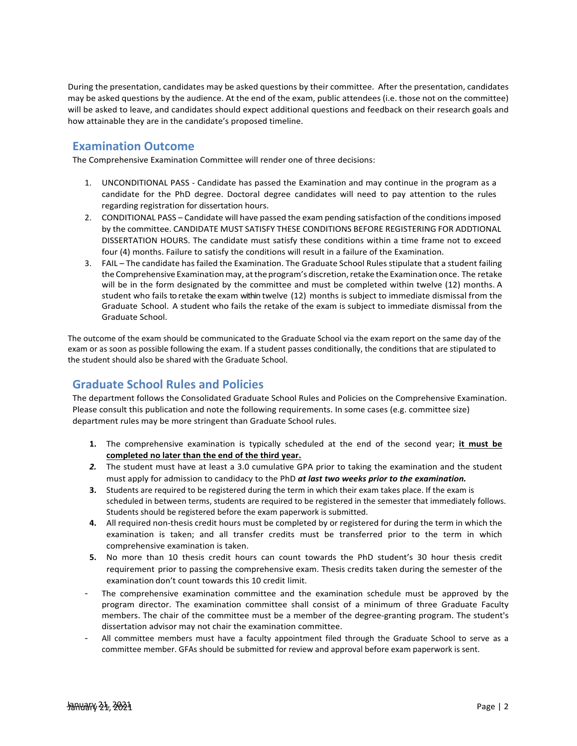During the presentation, candidates may be asked questions by their committee. After the presentation, candidates may be asked questions by the audience. At the end of the exam, public attendees (i.e. those not on the committee) will be asked to leave, and candidates should expect additional questions and feedback on their research goals and how attainable they are in the candidate's proposed timeline.

## Examination Outcome

The Comprehensive Examination Committee will render one of three decisions:

1. UNCONDITIONAL PASS - Candidate has passed the Examination and may continue in the program as a candidate for the PhD degree. Doctoral degree candidates will need to pay attention to the rules regarding registration for dissertation hours.
2. CONDITIONAL PASS – Candidate will have passed the exam pending satisfaction of the conditions imposed by the committee. CANDIDATE MUST SATISFY THESE CONDITIONS BEFORE REGISTERING FOR ADDTIONAL DISSERTATION HOURS. The candidate must satisfy these conditions within a time frame not to exceed four (4) months. Failure to satisfy the conditions will result in a failure of the Examination.
3. FAIL – The candidate has failed the Examination. The Graduate School Rules stipulate that a student failing the Comprehensive Examination may, at the program's discretion, retake the Examination once. The retake will be in the form designated by the committee and must be completed within twelve (12) months. A student who fails to retake the exam within twelve (12) months is subject to immediate dismissal from the Graduate School. A student who fails the retake of the exam is subject to immediate dismissal from the Graduate School.

The outcome of the exam should be communicated to the Graduate School via the exam report on the same day of the exam or as soon as possible following the exam. If a student passes conditionally, the conditions that are stipulated to the student should also be shared with the Graduate School.

## Graduate School Rules and Policies

The department follows the Consolidated Graduate School Rules and Policies on the Comprehensive Examination. Please consult this publication and note the following requirements. In some cases (e.g. committee size) department rules may be more stringent than Graduate School rules.

1. The comprehensive examination is typically scheduled at the end of the second year; **it must be completed no later than the end of the third year.**
2. The student must have at least a 3.0 cumulative GPA prior to taking the examination and the student must apply for admission to candidacy to the PhD ***at last two weeks prior to the examination.***
3. Students are required to be registered during the term in which their exam takes place. If the exam is scheduled in between terms, students are required to be registered in the semester that immediately follows. Students should be registered before the exam paperwork is submitted.
4. All required non-thesis credit hours must be completed by or registered for during the term in which the examination is taken; and all transfer credits must be transferred prior to the term in which comprehensive examination is taken.
5. No more than 10 thesis credit hours can count towards the PhD student's 30 hour thesis credit requirement prior to passing the comprehensive exam. Thesis credits taken during the semester of the examination don't count towards this 10 credit limit.

- The comprehensive examination committee and the examination schedule must be approved by the program director. The examination committee shall consist of a minimum of three Graduate Faculty members. The chair of the committee must be a member of the degree-granting program. The student's dissertation advisor may not chair the examination committee.
- All committee members must have a faculty appointment filed through the Graduate School to serve as a committee member. GFAs should be submitted for review and approval before exam paperwork is sent.